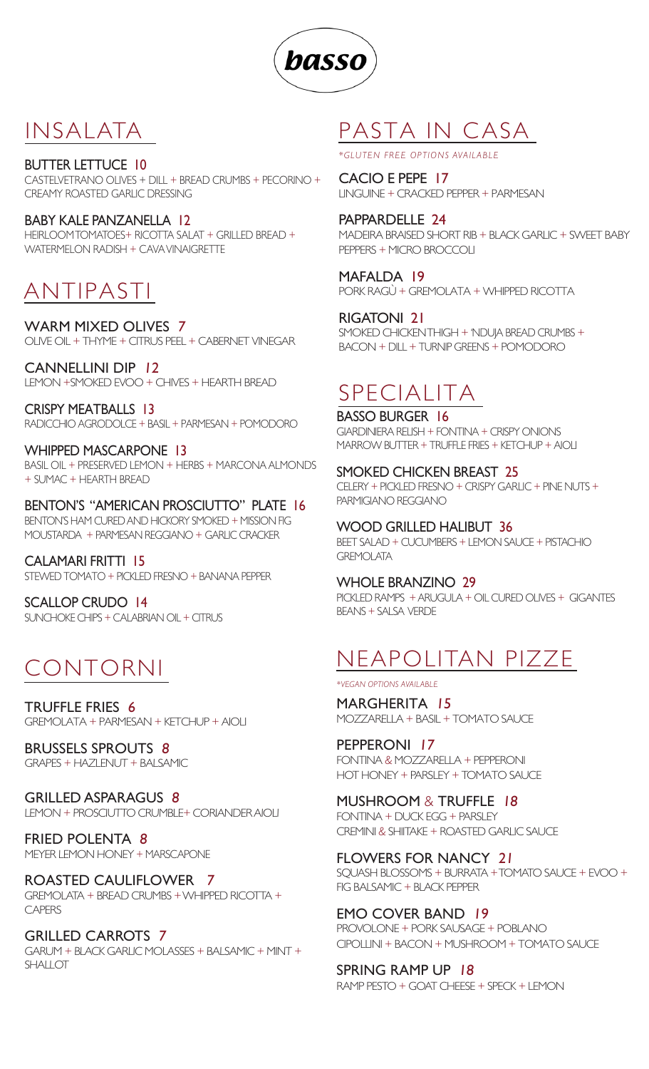# basso

## INSALATA

**BUTTER LETTUCE 10**
CASTELVETRANO OLIVES + DILL + BREAD CRUMBS + PECORINO + CREAMY ROASTED GARLIC DRESSING

**BABY KALE PANZANELLA 12**
HEIRLOOM TOMATOES+ RICOTTA SALAT + GRILLED BREAD + WATERMELON RADISH + CAVA VINAIGRETTE

## ANTIPASTI

**WARM MIXED OLIVES 7**
OLIVE OIL + THYME + CITRUS PEEL + CABERNET VINEGAR

**CANNELLINI DIP 12**
LEMON +SMOKED EVOO + CHIVES + HEARTH BREAD

**CRISPY MEATBALLS 13**
RADICCHIO AGRODOLCE + BASIL + PARMESAN + POMODORO

**WHIPPED MASCARPONE 13**
BASIL OIL + PRESERVED LEMON + HERBS + MARCONA ALMONDS + SUMAC + HEARTH BREAD

**BENTON'S "AMERICAN PROSCIUTTO" PLATE 16**
BENTON'S HAM CURED AND HICKORY SMOKED + MISSION FIG MOUSTARDA + PARMESAN REGGIANO + GARLIC CRACKER

**CALAMARI FRITTI 15**
STEWED TOMATO + PICKLED FRESNO + BANANA PEPPER

**SCALLOP CRUDO 14**
SUNCHOKE CHIPS + CALABRIAN OIL + CITRUS

## CONTORNI

**TRUFFLE FRIES 6**
GREMOLATA + PARMESAN + KETCHUP + AIOLI

**BRUSSELS SPROUTS 8**
GRAPES + HAZLENUT + BALSAMIC

**GRILLED ASPARAGUS 8**
LEMON + PROSCIUTTO CRUMBLE+ CORIANDER AIOLI

**FRIED POLENTA 8**
MEYER LEMON HONEY + MARSCAPONE

**ROASTED CAULIFLOWER 7**
GREMOLATA + BREAD CRUMBS + WHIPPED RICOTTA + CAPERS

**GRILLED CARROTS 7**
GARUM + BLACK GARLIC MOLASSES + BALSAMIC + MINT + SHALLOT

## PASTA IN CASA

*\*GLUTEN FREE OPTIONS AVAILABLE*

**CACIO E PEPE 17**
LINGUINE + CRACKED PEPPER + PARMESAN

**PAPPARDELLE 24**
MADEIRA BRAISED SHORT RIB + BLACK GARLIC + SWEET BABY PEPPERS + MICRO BROCCOLI

**MAFALDA 19**
PORK RAGÙ + GREMOLATA + WHIPPED RICOTTA

**RIGATONI 21**
SMOKED CHICKEN THIGH + 'NDUJA BREAD CRUMBS + BACON + DILL + TURNIP GREENS + POMODORO

## SPECIALITA

**BASSO BURGER 16**
GIARDINIERA RELISH + FONTINA + CRISPY ONIONS MARROW BUTTER + TRUFFLE FRIES + KETCHUP + AIOLI

**SMOKED CHICKEN BREAST 25**
CELERY + PICKLED FRESNO + CRISPY GARLIC + PINE NUTS + PARMIGIANO REGGIANO

**WOOD GRILLED HALIBUT 36**
BEET SALAD + CUCUMBERS + LEMON SAUCE + PISTACHIO GREMOLATA

**WHOLE BRANZINO 29**
PICKLED RAMPS + ARUGULA + OIL CURED OLIVES + GIGANTES BEANS + SALSA VERDE

## NEAPOLITAN PIZZE

*\*VEGAN OPTIONS AVAILABLE*

**MARGHERITA 15**
MOZZARELLA + BASIL + TOMATO SAUCE

**PEPPERONI 17**
FONTINA & MOZZARELLA + PEPPERONI HOT HONEY + PARSLEY + TOMATO SAUCE

**MUSHROOM & TRUFFLE 18**
FONTINA + DUCK EGG + PARSLEY CREMINI & SHIITAKE + ROASTED GARLIC SAUCE

**FLOWERS FOR NANCY 21**
SQUASH BLOSSOMS + BURRATA + TOMATO SAUCE + EVOO + FIG BALSAMIC + BLACK PEPPER

**EMO COVER BAND 19**
PROVOLONE + PORK SAUSAGE + POBLANO CIPOLLINI + BACON + MUSHROOM + TOMATO SAUCE

**SPRING RAMP UP 18**
RAMP PESTO + GOAT CHEESE + SPECK + LEMON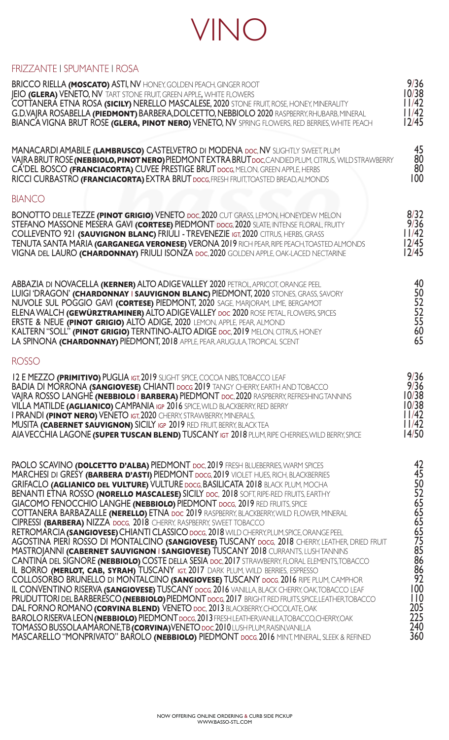# VINO

## FRIZZANTE | SPUMANTE | ROSA

| | |
|---|---|
| BRICCO RIELLA **(MOSCATO)** ASTI, NV HONEY, GOLDEN PEACH, GINGER ROOT | 9/36 |
| JEIO **(GLERA)** VENETO, NV TART STONE FRUIT, GREEN APPLE, WHITE FLOWERS | 10/38 |
| COTTANERA ETNA ROSA **(SICILY)** NERELLO MASCALESE, 2020 STONE FRUIT, ROSE, HONEY, MINERALITY | 11/42 |
| G.D.VAJRA ROSABELLA **(PIEDMONT)** BARBERA, DOLCETTO, NEBBIOLO 2020 RASPBERRY, RHUBARB, MINERAL | 11/42 |
| BIANCA VIGNA BRUT ROSE **(GLERA, PINOT NERO)** VENETO, NV SPRING FLOWERS, RED BERRIES, WHITE PEACH | 12/45 |

| | |
|---|---|
| MANACARDI AMABILE **(LAMBRUSCO)** CASTELVETRO DI MODENA DOC, NV SLIGHTLY SWEET, PLUM | 45 |
| VAJRA BRUT ROSE **(NEBBIOLO, PINOT NERO)** PIEDMONT EXTRA BRUT DOC, CANDIED PLUM, CITRUS, WILD STRAWBERRY | 80 |
| CA'DEL BOSCO **(FRANCIACORTA)** CUVEE PRESTIGE BRUT DOCG, MELON, GREEN APPLE, HERBS | 80 |
| RICCI CURBASTRO **(FRANCIACORTA)** EXTRA BRUT DOCG, FRESH FRUIT, TOASTED BREAD, ALMONDS | 100 |

## BIANCO

| | |
|---|---|
| BONOTTO DELLE TEZZE **(PINOT GRIGIO)** VENETO DOC, 2020 CUT GRASS, LEMON, HONEYDEW MELON | 8/32 |
| STEFANO MASSONE MESERA GAVI **(CORTESE)** PIEDMONT DOCG, 2020 SLATE, INTENSE FLORAL, FRUITY | 9/36 |
| COLLEVENTO 921 **(SAUVIGNON BLANC)** FRIULI - TREVENEZIE IGT, 2020 CITRUS, HERBS, GRASS | 11/42 |
| TENUTA SANTA MARIA **(GARGANEGA VERONESE)** VERONA 2019 RICH PEAR, RIPE PEACH, TOASTED ALMONDS | 12/45 |
| VIGNA DEL LAURO **(CHARDONNAY)** FRIULI ISONZA DOC, 2020 GOLDEN APPLE, OAK-LACED NECTARINE | 12/45 |

| | |
|---|---|
| ABBAZIA DI NOVACELLA **(KERNER)** ALTO ADIGE VALLEY 2020 PETROL, APRICOT, ORANGE PEEL | 40 |
| LUIGI 'DRAGON' **(CHARDONNAY \| SAUVIGNON BLANC)** PIEDMONT, 2020 STONES, GRASS, SAVORY | 50 |
| NUVOLE SUL POGGIO GAVI **(CORTESE)** PIEDMONT, 2020 SAGE, MARJORAM, LIME, BERGAMOT | 52 |
| ELENA WALCH **(GEWÜRZTRAMINER)** ALTO ADIGE VALLEY DOC 2020 ROSE PETAL, FLOWERS, SPICES | 52 |
| ERSTE & NEUE **(PINOT GRIGIO)** ALTO ADIGE, 2020 LEMON, APPLE, PEAR, ALMOND | 55 |
| KALTERN "SOLL" **(PINOT GRIGIO)** TERNTINO-ALTO ADIGE DOC, 2019 MELON, CITRUS, HONEY | 60 |
| LA SPINONA **(CHARDONNAY)** PIEDMONT, 2018 APPLE, PEAR, ARUGULA, TROPICAL SCENT | 65 |

## ROSSO

| | |
|---|---|
| 12 E MEZZO **(PRIMITIVO)** PUGLIA IGT, 2019 SLIGHT SPICE, COCOA NIBS, TOBACCO LEAF | 9/36 |
| BADIA DI MORRONA **(SANGIOVESE)** CHIANTI DOCG 2019 TANGY CHERRY, EARTH AND TOBACCO | 9/36 |
| VAJRA ROSSO LANGHE **(NEBBIOLO \| BARBERA)** PIEDMONT DOC, 2020 RASPBERRY, REFRESHING TANNINS | 10/38 |
| VILLA MATILDE **(AGLIANICO)** CAMPANIA IGP 2016 SPICE, WILD BLACKBERRY, RED BERRY | 10/38 |
| I PRANDI **(PINOT NERO)** VENETO IGT, 2020 CHERRY, STRAWBERRY, MINERALS, | 11/42 |
| MUSITA **(CABERNET SAUVIGNON)** SICILY IGP 2019 RED FRUIT, BERRY, BLACK TEA | 11/42 |
| AIAVECCHIA LAGONE **(SUPER TUSCAN BLEND)** TUSCANY IGT 2018 PLUM, RIPE CHERRIES, WILD BERRY, SPICE | 14/50 |

| | |
|---|---|
| PAOLO SCAVINO **(DOLCETTO D'ALBA)** PIEDMONT DOC, 2019 FRESH BLUEBERRIES, WARM SPICES | 42 |
| MARCHESI DI GRESY **(BARBERA D'ASTI)** PIEDMONT DOCG, 2019 VIOLET HUES, RICH, BLACKBERRIES | 45 |
| GRIFACLO **(AGLIANICO DEL VULTURE)** VULTURE DOCG, BASILICATA 2018 BLACK PLUM, MOCHA | 50 |
| BENANTI ETNA ROSSO **(NORELLO MASCALESE)** SICILY DOC, 2018 SOFT, RIPE-RED FRUITS, EARTHY | 52 |
| GIACOMO FENOCCHIO LANGHE **(NEBBIOLO)** PIEDMONT DOCG, 2019 RED FRUITS, SPICE | 65 |
| COTTANERA BARBAZALLE **(NERELLO)** ETNA DOC 2019 RASPBERRY, BLACKBERRY, WILD FLOWER, MINERAL | 65 |
| CIPRESSI **(BARBERA)** NIZZA DOCG, 2018 CHERRY, RASPBERRY, SWEET TOBACCO | 65 |
| RETROMARCIA **(SANGIOVESE)** CHIANTI CLASSICO DOCG, 2018 WILD CHERRY, PLUM, SPICE, ORANGE PEEL | 65 |
| AGOSTINA PIERI ROSSO DI MONTALCINO **(SANGIOVESE)** TUSCANY DOCG, 2018 CHERRY, LEATHER, DRIED FRUIT | 75 |
| MASTROJANNI **(CABERNET SAUVIGNON \| SANGIOVESE)** TUSCANY 2018 CURRANTS, LUSH TANNINS | 85 |
| CANTINA DEL SIGNORE **(NEBBIOLO)** COSTE DELLA SESIA DOC, 2017 STRAWBERRY, FLORAL ELEMENTS, TOBACCO | 86 |
| IL BORRO **(MERLOT, CAB, SYRAH)** TUSCANY IGT, 2017 DARK PLUM, WILD BERRIES, ESPRESSO | 86 |
| COLLOSORBO BRUNELLO DI MONTALCINO **(SANGIOVESE)** TUSCANY DOCG, 2016 RIPE PLUM, CAMPHOR | 92 |
| IL CONVENTINO RISERVA **(SANGIOVESE)** TUSCANY DOCG, 2016 VANILLA, BLACK CHERRY, OAK, TOBACCO LEAF | 100 |
| PRUDUTTORI DEL BARBERESCO **(NEBBIOLO)** PIEDMONT DOCG, 2017 BRIGHT RED FRUITS, SPICE, LEATHER, TOBACCO | 110 |
| DAL FORNO ROMANO **(CORVINA BLEND)** VENETO DOC, 2013 BLACKBERRY, CHOCOLATE, OAK | 205 |
| BAROLO RISERVA LEON **(NEBBIOLO)** PIEDMONT DOCG, 2013 FRESH LEATHER, VANILLA, TOBACCO, CHERRY, OAK | 225 |
| TOMASSO BUSSOLA AMARONE, TB **(CORVINA)** VENETO DOC, 2010 LUSH PLUM, RAISIN, VANILLA | 240 |
| MASCARELLO "MONPRIVATO" BAROLO **(NEBBIOLO)** PIEDMONT DOCG, 2016 MINT, MINERAL, SLEEK & REFINED | 360 |

NOW OFFERING ONLINE ORDERING & CURB SIDE PICKUP
WWW.BASSO-STL.COM